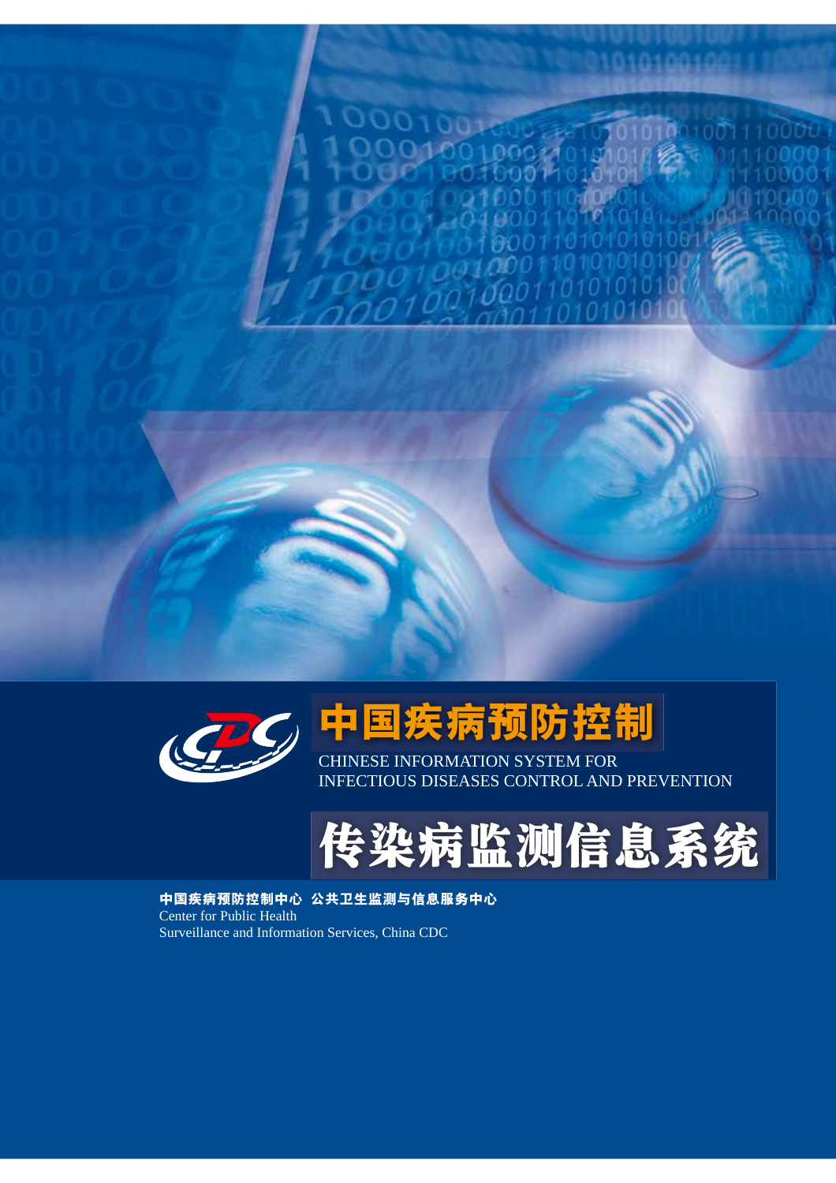# 中国疾病预防控制

CHINESE INFORMATION SYSTEM FOR
INFECTIOUS DISEASES CONTROL AND PREVENTION

# 传染病监测信息系统

**中国疾病预防控制中心 公共卫生监测与信息服务中心**

Center for Public Health
Surveillance and Information Services, China CDC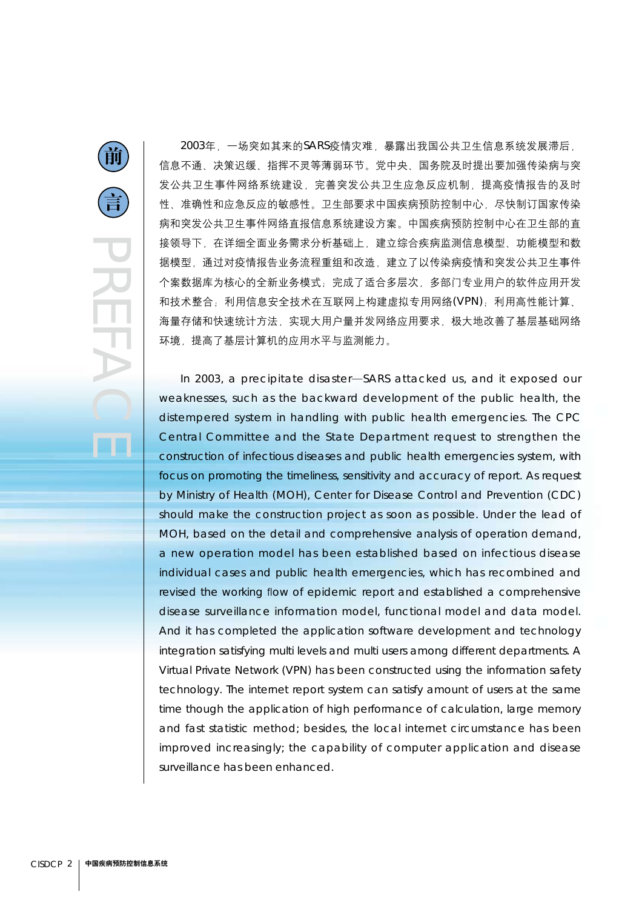# 前言

# PREFACE

2003年，一场突如其来的SARS疫情灾难，暴露出我国公共卫生信息系统发展滞后，信息不通、决策迟缓、指挥不灵等薄弱环节。党中央、国务院及时提出要加强传染病与突发公共卫生事件网络系统建设，完善突发公共卫生应急反应机制，提高疫情报告的及时性、准确性和应急反应的敏感性。卫生部要求中国疾病预防控制中心，尽快制订国家传染病和突发公共卫生事件网络直报信息系统建设方案。中国疾病预防控制中心在卫生部的直接领导下，在详细全面业务需求分析基础上，建立综合疾病监测信息模型、功能模型和数据模型，通过对疫情报告业务流程重组和改造，建立了以传染病疫情和突发公共卫生事件个案数据库为核心的全新业务模式；完成了适合多层次，多部门专业用户的软件应用开发和技术整合；利用信息安全技术在互联网上构建虚拟专用网络(VPN)；利用高性能计算、海量存储和快速统计方法，实现大用户量并发网络应用要求，极大地改善了基层基础网络环境，提高了基层计算机的应用水平与监测能力。

In 2003, a precipitate disaster—SARS attacked us, and it exposed our weaknesses, such as the backward development of the public health, the distempered system in handling with public health emergencies. The CPC Central Committee and the State Department request to strengthen the construction of infectious diseases and public health emergencies system, with focus on promoting the timeliness, sensitivity and accuracy of report. As request by Ministry of Health (MOH), Center for Disease Control and Prevention (CDC) should make the construction project as soon as possible. Under the lead of MOH, based on the detail and comprehensive analysis of operation demand, a new operation model has been established based on infectious disease individual cases and public health emergencies, which has recombined and revised the working flow of epidemic report and established a comprehensive disease surveillance information model, functional model and data model. And it has completed the application software development and technology integration satisfying multi levels and multi users among different departments. A Virtual Private Network (VPN) has been constructed using the information safety technology. The internet report system can satisfy amount of users at the same time though the application of high performance of calculation, large memory and fast statistic method; besides, the local internet circumstance has been improved increasingly; the capability of computer application and disease surveillance has been enhanced.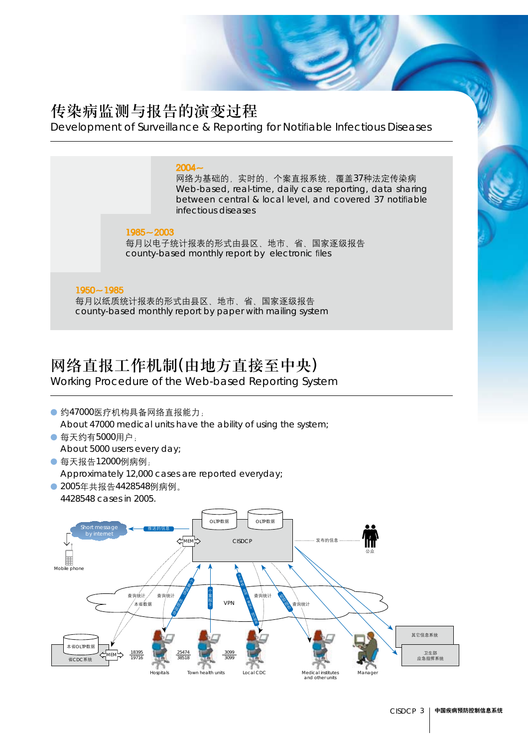# 传染病监测与报告的演变过程

Development of Surveillance & Reporting for Notifiable Infectious Diseases

**2004～**

网络为基础的，实时的，个案直报系统，覆盖37种法定传染病

Web-based, real-time, daily case reporting, data sharing between central & local level, and covered 37 notifiable infectious diseases

**1985～2003**

每月以电子统计报表的形式由县区、地市、省、国家逐级报告

county-based monthly report by electronic files

**1950～1985**

每月以纸质统计报表的形式由县区、地市、省、国家逐级报告

county-based monthly report by paper with mailing system

# 网络直报工作机制(由地方直接至中央)

Working Procedure of the Web-based Reporting System

- 约47000医疗机构具备网络直报能力；
  About 47000 medical units have the ability of using the system;
- 每天约有5000用户；
  About 5000 users every day;
- 每天报告12000例病例；
  Approximately 12,000 cases are reported everyday;
- 2005年共报告4428548例病例。
  4428548 cases in 2005.

OLTP数据 OLTP数据 CISDCP MEM 推送的信息 Short message by internet Mobile phone 发布的信息 公众 VPN 查询统计 本省数据 个案报告 本省OLTP数据 省CDC系统 MEM 18395/19716 25474/38518 3099/3099 Hospitals Town health units Local CDC Medical institutes and other units Manager 其它信息系统 卫生部应急指挥系统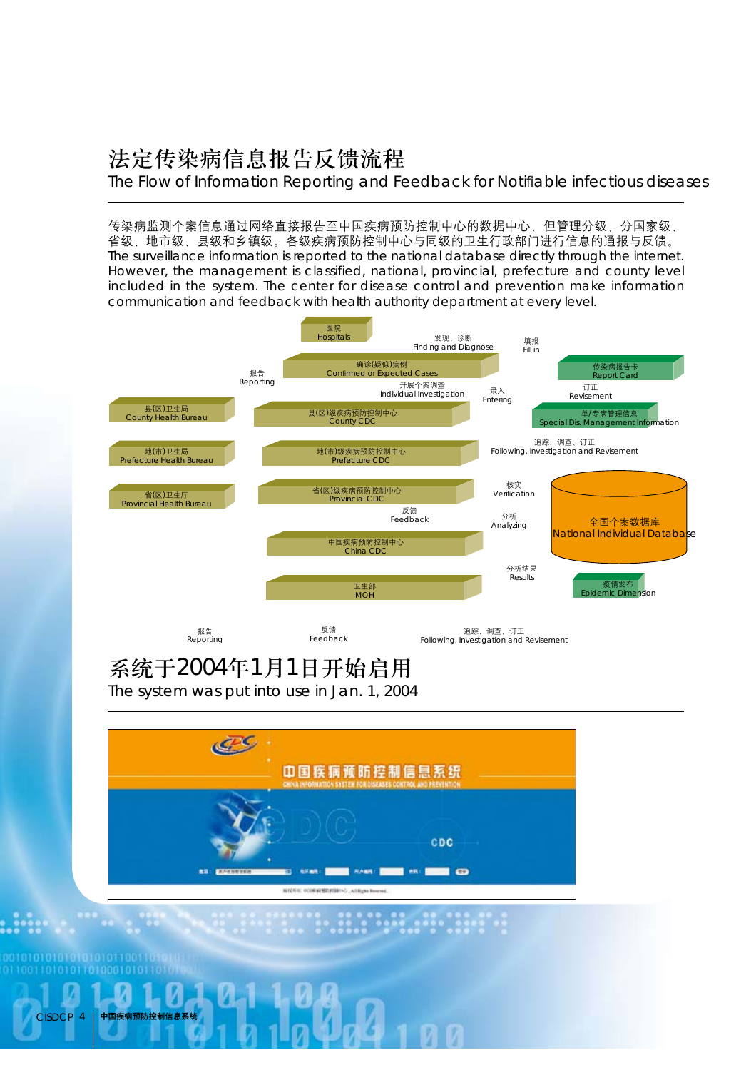# 法定传染病信息报告反馈流程

The Flow of Information Reporting and Feedback for Notifiable infectious diseases

传染病监测个案信息通过网络直接报告至中国疾病预防控制中心的数据中心，但管理分级，分国家级、省级、地市级、县级和乡镇级。各级疾病预防控制中心与同级的卫生行政部门进行信息的通报与反馈。
The surveillance information is reported to the national database directly through the internet. However, the management is classified, national, provincial, prefecture and county level included in the system. The center for disease control and prevention make information communication and feedback with health authority department at every level.

医院
Hospitals

发现、诊断
Finding and Diagnose

填报
Fill in

确诊(疑似)病例
Confirmed or Expected Cases

传染病报告卡
Report Card

报告
Reporting

开展个案调查
Individual Investigation

录入
Entering

订正
Revisement

县(区)卫生局
County Health Bureau

县(区)级疾病预防控制中心
County CDC

单/专病管理信息
Special Dis. Management Information

追踪、调查、订正
Following, Investigation and Revisement

地(市)卫生局
Prefecture Health Bureau

地(市)级疾病预防控制中心
Prefecture CDC

省(区)卫生厅
Provincial Health Bureau

省(区)级疾病预防控制中心
Provincial CDC

核实
Verification

反馈
Feedback

分析
Analyzing

全国个案数据库
National Individual Database

中国疾病预防控制中心
China CDC

分析结果
Results

卫生部
MOH

疫情发布
Epidemic Dimension

报告
Reporting

反馈
Feedback

追踪、调查、订正
Following, Investigation and Revisement

# 系统于2004年1月1日开始启用

The system was put into use in Jan. 1, 2004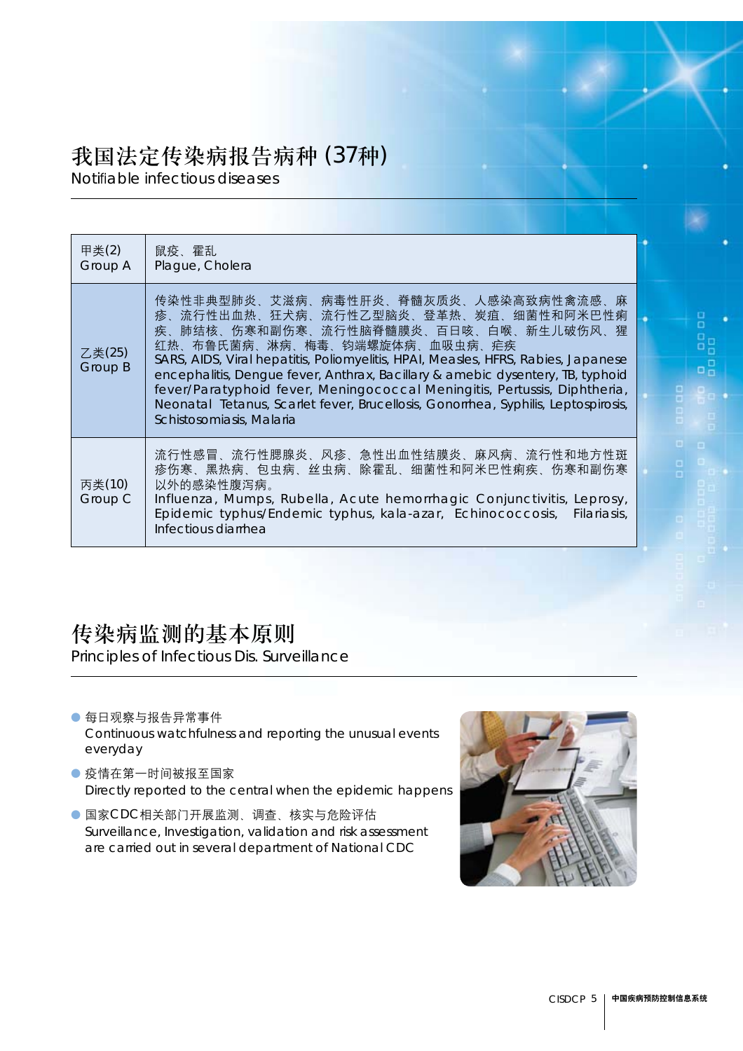## 我国法定传染病报告病种 (37种)

Notifiable infectious diseases

| 甲类(2) Group A | 鼠疫、霍乱 Plague, Cholera |
|---|---|
| 乙类(25) Group B | 传染性非典型肺炎、艾滋病、病毒性肝炎、脊髓灰质炎、人感染高致病性禽流感、麻疹、流行性出血热、狂犬病、流行性乙型脑炎、登革热、炭疽、细菌性和阿米巴性痢疾、肺结核、伤寒和副伤寒、流行性脑脊髓膜炎、百日咳、白喉、新生儿破伤风、猩红热、布鲁氏菌病、淋病、梅毒、钩端螺旋体病、血吸虫病、疟疾 SARS, AIDS, Viral hepatitis, Poliomyelitis, HPAI, Measles, HFRS, Rabies, Japanese encephalitis, Dengue fever, Anthrax, Bacillary & amebic dysentery, TB, typhoid fever/Paratyphoid fever, Meningococcal Meningitis, Pertussis, Diphtheria, Neonatal Tetanus, Scarlet fever, Brucellosis, Gonorrhea, Syphilis, Leptospirosis, Schistosomiasis, Malaria |
| 丙类(10) Group C | 流行性感冒、流行性腮腺炎、风疹、急性出血性结膜炎、麻风病、流行性和地方性斑疹伤寒、黑热病、包虫病、丝虫病、除霍乱、细菌性和阿米巴性痢疾、伤寒和副伤寒以外的感染性腹泻病。 Influenza, Mumps, Rubella, Acute hemorrhagic Conjunctivitis, Leprosy, Epidemic typhus/Endemic typhus, kala-azar, Echinococcosis, Filariasis, Infectious diarrhea |

## 传染病监测的基本原则

Principles of Infectious Dis. Surveillance

- 每日观察与报告异常事件
  Continuous watchfulness and reporting the unusual events everyday
- 疫情在第一时间被报至国家
  Directly reported to the central when the epidemic happens
- 国家CDC相关部门开展监测、调查、核实与危险评估
  Surveillance, Investigation, validation and risk assessment are carried out in several department of National CDC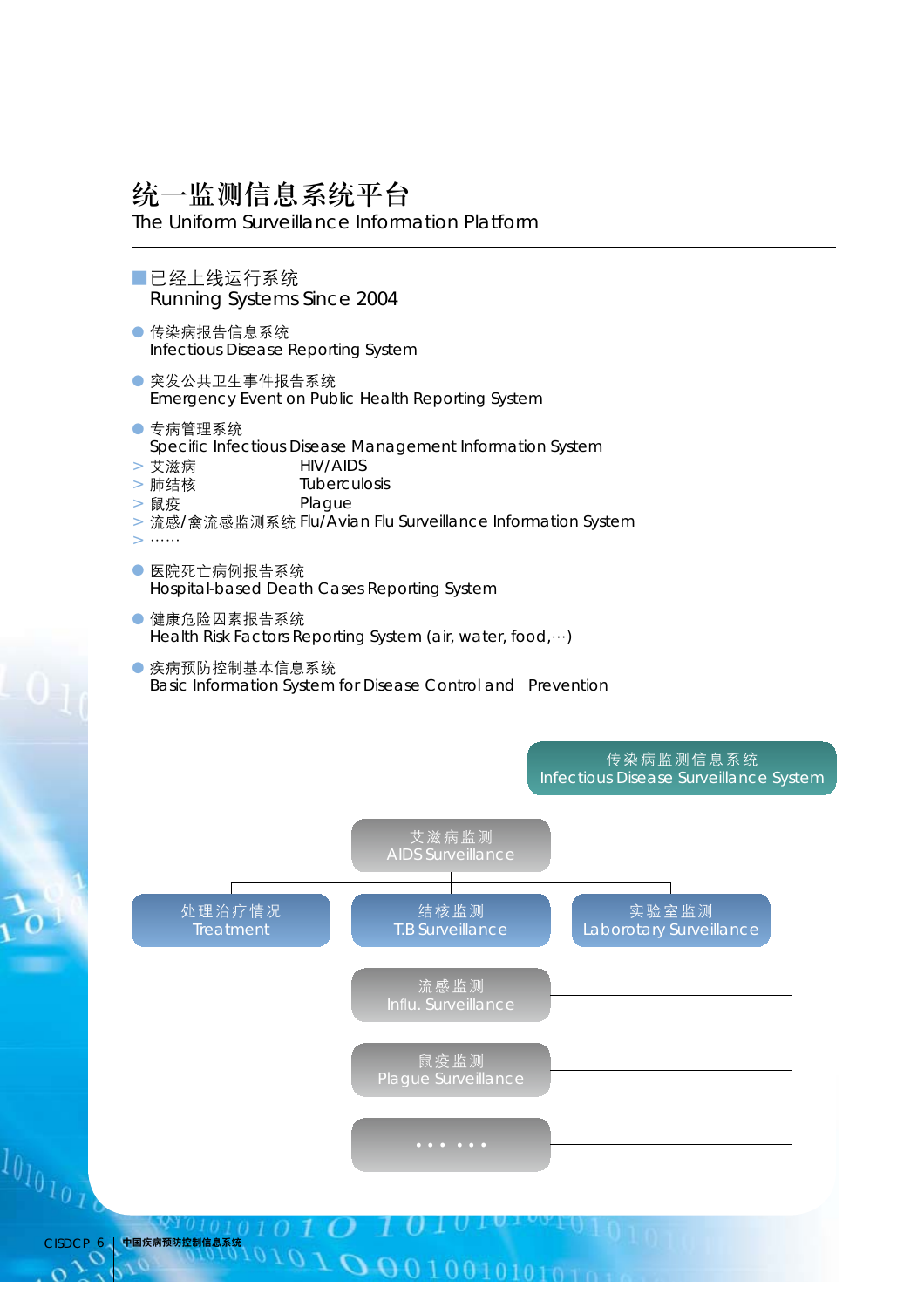# 统一监测信息系统平台
The Uniform Surveillance Information Platform

## 已经上线运行系统
Running Systems Since 2004

- 传染病报告信息系统
  Infectious Disease Reporting System
- 突发公共卫生事件报告系统
  Emergency Event on Public Health Reporting System
- 专病管理系统
  Specific Infectious Disease Management Information System
  > 艾滋病 HIV/AIDS
  > 肺结核 Tuberculosis
  > 鼠疫 Plague
  > 流感/禽流感监测系统 Flu/Avian Flu Surveillance Information System
  > ……
- 医院死亡病例报告系统
  Hospital-based Death Cases Reporting System
- 健康危险因素报告系统
  Health Risk Factors Reporting System (air, water, food,…)
- 疾病预防控制基本信息系统
  Basic Information System for Disease Control and Prevention

传染病监测信息系统
Infectious Disease Surveillance System

- 艾滋病监测 AIDS Surveillance
  - 处理治疗情况 Treatment
  - 结核监测 T.B Surveillance
  - 实验室监测 Laborotary Surveillance
- 流感监测 Influ. Surveillance
- 鼠疫监测 Plague Surveillance
- … … …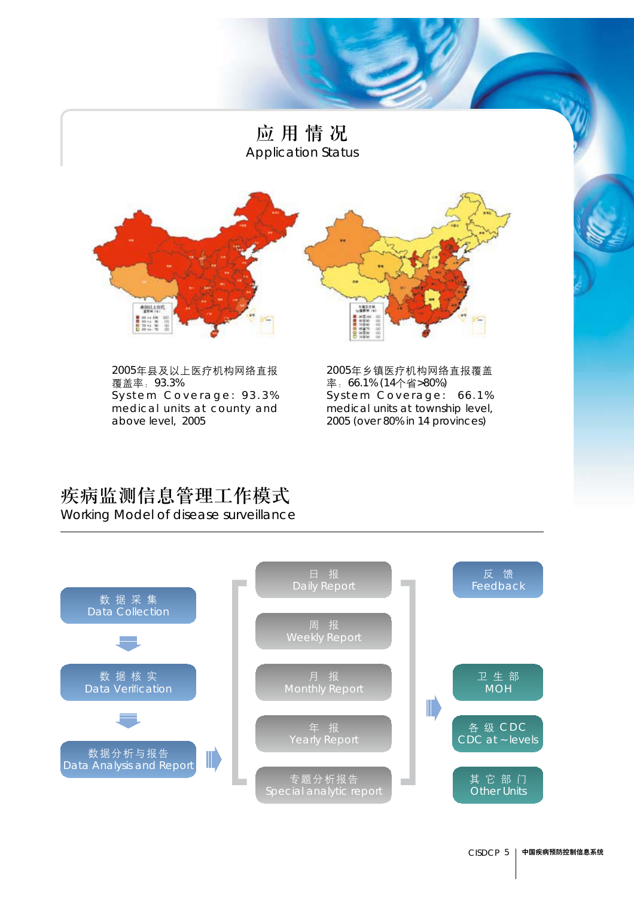# 应 用 情 况

Application Status

2005年县及以上医疗机构网络直报覆盖率：93.3%
System Coverage: 93.3% medical units at county and above level, 2005

2005年乡镇医疗机构网络直报覆盖率：66.1%(14个省>80%)
System Coverage: 66.1% medical units at township level, 2005 (over 80% in 14 provinces)

## 疾病监测信息管理工作模式

Working Model of disease surveillance

数据采集
Data Collection

数据核实
Data Verification

数据分析与报告
Data Analysis and Report

日 报
Daily Report

周 报
Weekly Report

月 报
Monthly Report

年 报
Yearly Report

专题分析报告
Special analytic report

反 馈
Feedback

卫生部
MOH

各级CDC
CDC at ~ levels

其它部门
Other Units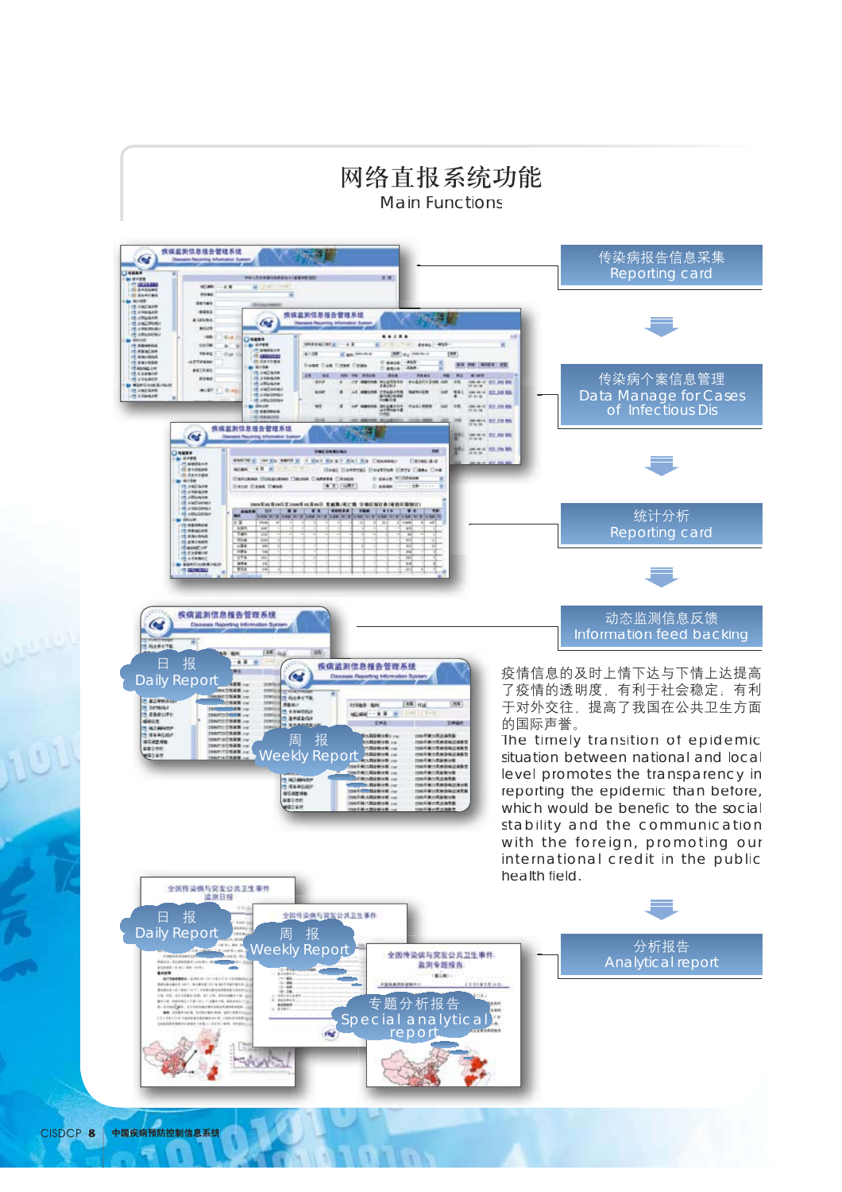# 网络直报系统功能

Main Functions

传染病报告信息采集
Reporting card

传染病个案信息管理
Data Manage for Cases of Infectious Dis

统计分析
Reporting card

动态监测信息反馈
Information feed backing

日 报
Daily Report

周 报
Weekly Report

疫情信息的及时上情下达与下情上达提高了疫情的透明度，有利于社会稳定，有利于对外交往，提高了我国在公共卫生方面的国际声誉。

The timely transition of epidemic situation between national and local level promotes the transparency in reporting the epidemic than before, which would be benefic to the social stability and the communication with the foreign, promoting our international credit in the public health field.

日 报
Daily Report

周 报
Weekly Report

专题分析报告
Special analytical report

分析报告
Analytical report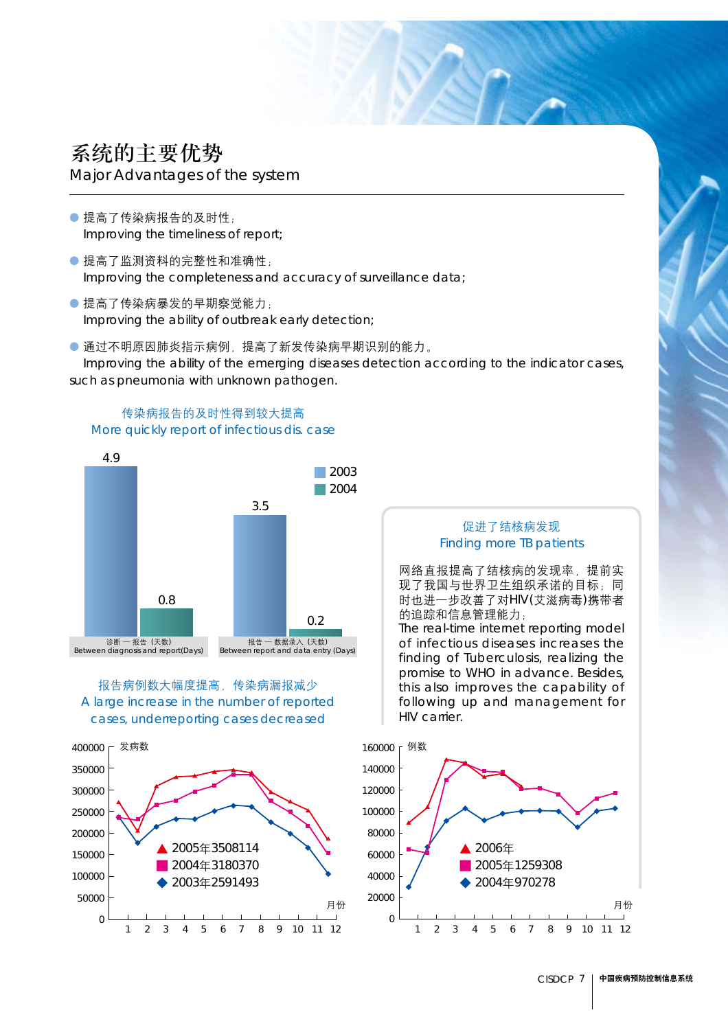# 系统的主要优势

## Major Advantages of the system

- 提高了传染病报告的及时性；
  Improving the timeliness of report;
- 提高了监测资料的完整性和准确性；
  Improving the completeness and accuracy of surveillance data;
- 提高了传染病暴发的早期察觉能力；
  Improving the ability of outbreak early detection;
- 通过不明原因肺炎指示病例，提高了新发传染病早期识别的能力。
  Improving the ability of the emerging diseases detection according to the indicator cases, such as pneumonia with unknown pathogen.

### 传染病报告的及时性得到较大提高
### More quickly report of infectious dis. case

| | 2003 | 2004 |
|---|---|---|
| 诊断—报告（天数） Between diagnosis and report(Days) | 4.9 | 0.8 |
| 报告—数据录入（天数） Between report and data entry (Days) | 3.5 | 0.2 |

### 促进了结核病发现
### Finding more TB patients

网络直报提高了结核病的发现率，提前实现了我国与世界卫生组织承诺的目标；同时也进一步改善了对HIV(艾滋病毒)携带者的追踪和信息管理能力；
The real-time internet reporting model of infectious diseases increases the finding of Tuberculosis, realizing the promise to WHO in advance. Besides, this also improves the capability of following up and management for HIV carrier.

### 报告病例数大幅度提高，传染病漏报减少
### A large increase in the number of reported cases, underreporting cases decreased

发病数（月份 1–12）

- ▲ 2005年3508114
- ■ 2004年3180370
- ◆ 2003年2591493

例数（月份 1–12）

- ▲ 2006年
- ■ 2005年1259308
- ◆ 2004年970278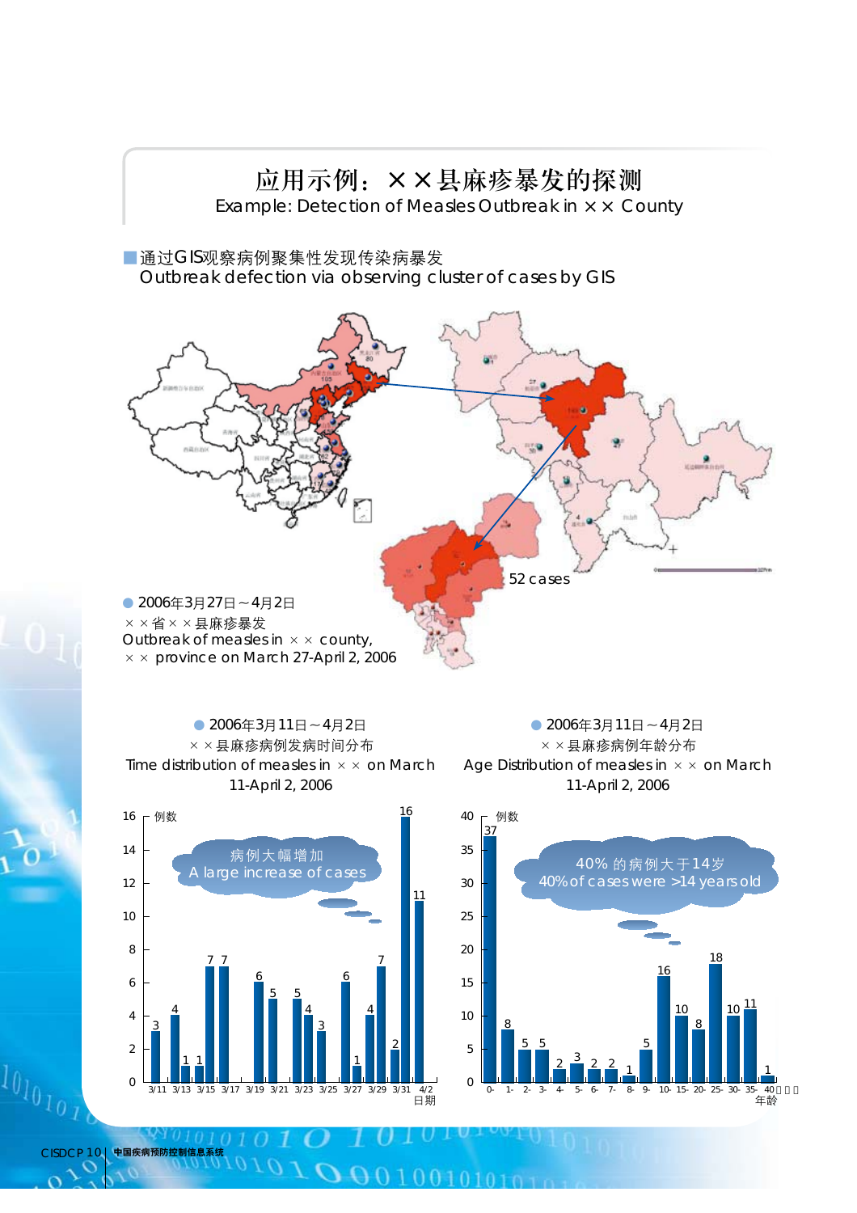# 应用示例：××县麻疹暴发的探测

Example: Detection of Measles Outbreak in ×× County

■ 通过GIS观察病例聚集性发现传染病暴发
Outbreak defection via observing cluster of cases by GIS

52 cases

● 2006年3月27日～4月2日
××省××县麻疹暴发
Outbreak of measles in ×× county,
×× province on March 27-April 2, 2006

● 2006年3月11日～4月2日
××县麻疹病例发病时间分布
Time distribution of measles in ×× on March 11-April 2, 2006

病例大幅增加
A large increase of cases

| 日期 | 3/11 | 3/12 | 3/13 | 3/14 | 3/15 | 3/16 | 3/17 | 3/19 | 3/20 | 3/22 | 3/23 | 3/24 | 3/26 | 3/27 | 3/28 | 3/29 | 3/30 | 3/31 | 4/1 |
|---|---|---|---|---|---|---|---|---|---|---|---|---|---|---|---|---|---|---|---|
| 例数 | 3 | 4 | 1 | 1 | 7 | 7 | 6 | 5 | 5 | 4 | 3 | 6 | 1 | 4 | 7 | 2 | 16 | 11 | |

● 2006年3月11日～4月2日
××县麻疹病例年龄分布
Age Distribution of measles in ×× on March 11-April 2, 2006

40% 的病例大于14岁
40% of cases were >14 years old

| 年龄 | 0- | 1- | 2- | 3- | 4- | 5- | 6- | 7- | 8- | 9- | 10- | 15- | 20- | 25- | 30- | 35- | 40 |
|---|---|---|---|---|---|---|---|---|---|---|---|---|---|---|---|---|---|
| 例数 | 37 | 8 | 5 | 5 | 2 | 3 | 2 | 2 | 1 | 5 | 16 | 10 | 8 | 18 | 10 | 11 | 1 |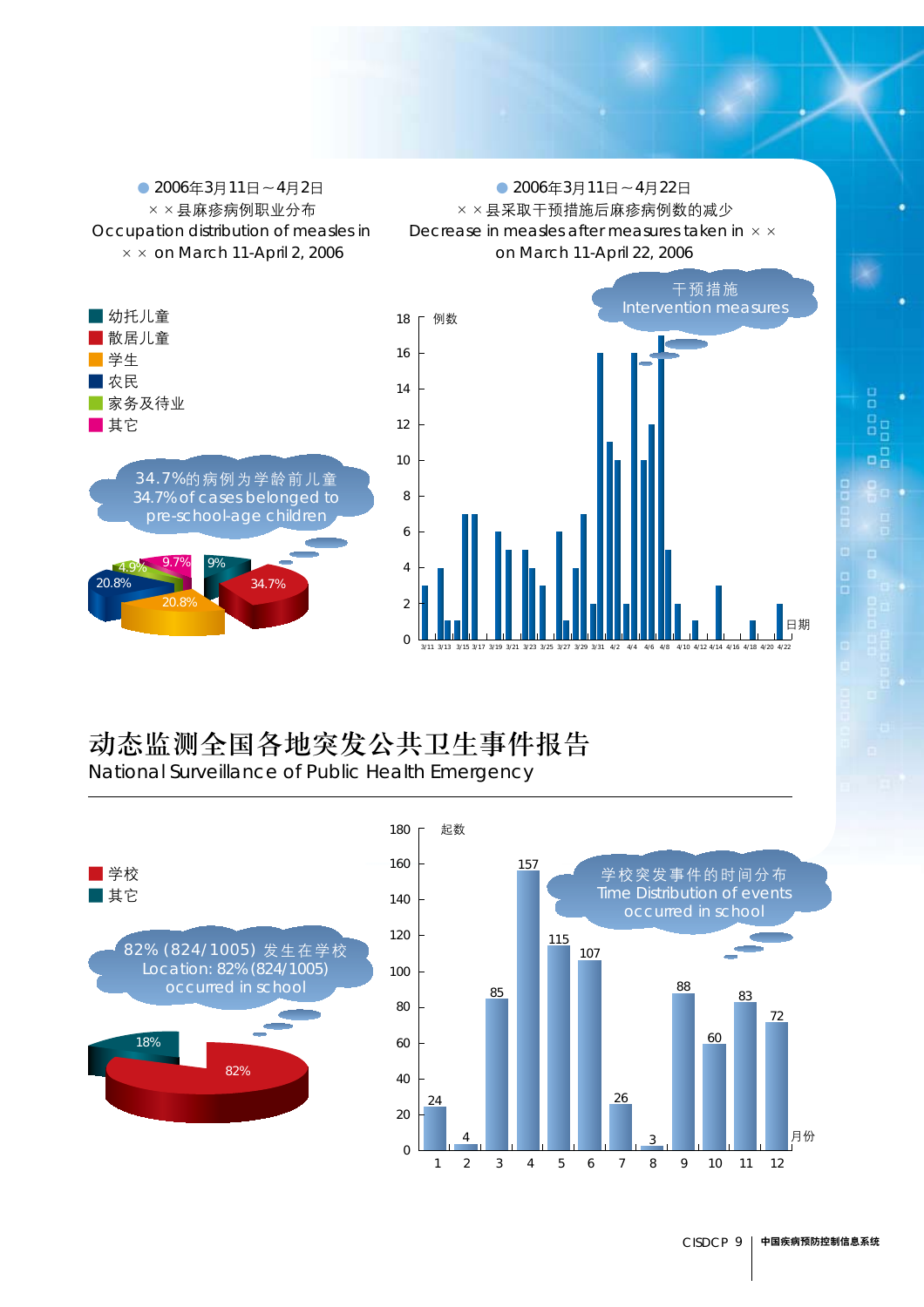● 2006年3月11日～4月2日
××县麻疹病例职业分布
Occupation distribution of measles in ×× on March 11-April 2, 2006

- 幼托儿童
- 散居儿童
- 学生
- 农民
- 家务及待业
- 其它

34.7%的病例为学龄前儿童
34.7% of cases belonged to pre-school-age children

34.7%, 20.8%, 20.8%, 9%, 9.7%, 4.9%

● 2006年3月11日～4月22日
××县采取干预措施后麻疹病例数的减少
Decrease in measles after measures taken in ×× on March 11-April 22, 2006

干预措施
Intervention measures

例数 / 日期

# 动态监测全国各地突发公共卫生事件报告

National Surveillance of Public Health Emergency

- 学校
- 其它

82% (824/1005) 发生在学校
Location: 82% (824/1005) occurred in school

82%, 18%

学校突发事件的时间分布
Time Distribution of events occurred in school

| 月份 | 1 | 2 | 3 | 4 | 5 | 6 | 7 | 8 | 9 | 10 | 11 | 12 |
|---|---|---|---|---|---|---|---|---|---|---|---|---|
| 起数 | 24 | 4 | 85 | 157 | 115 | 107 | 26 | 3 | 88 | 60 | 83 | 72 |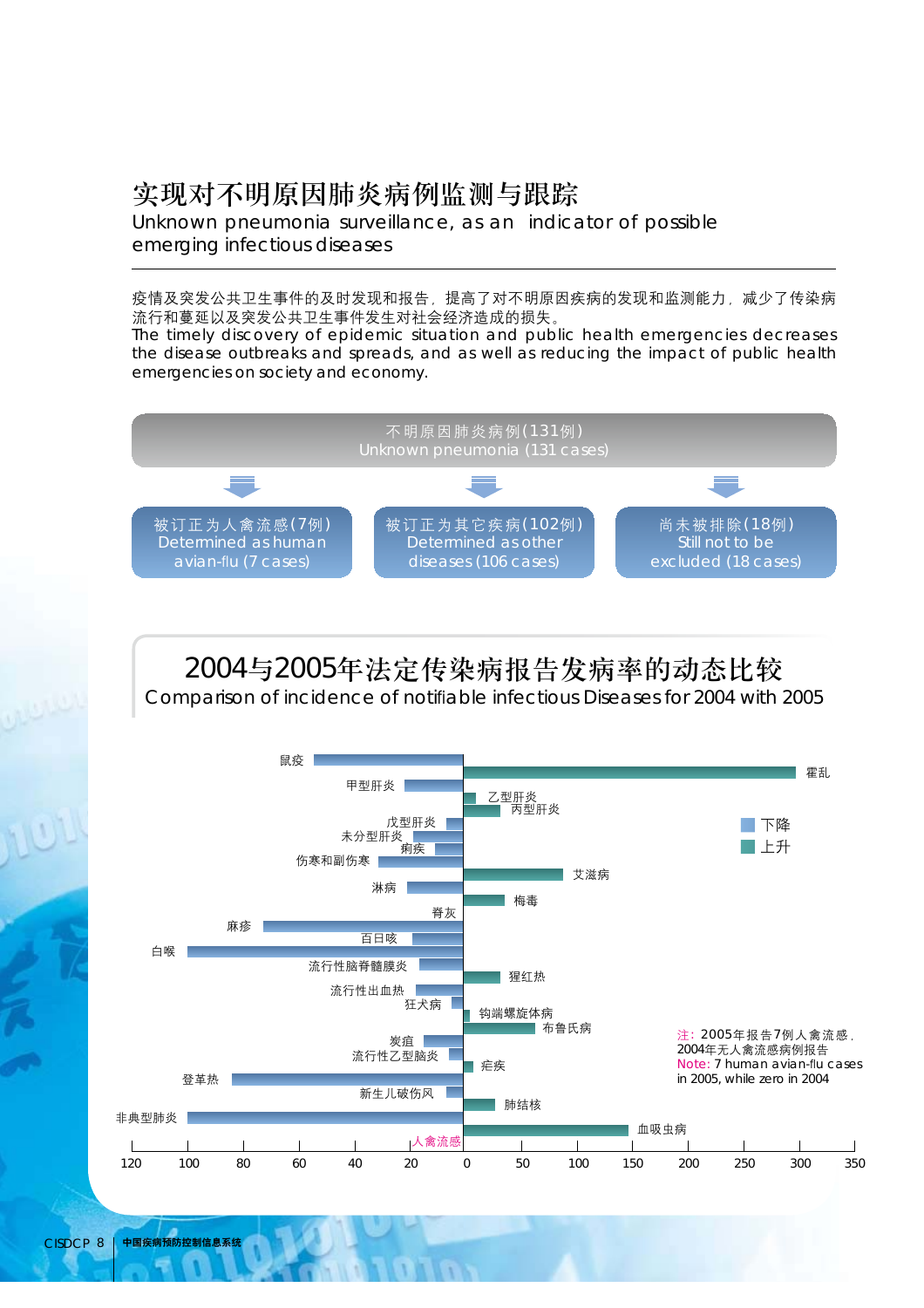# 实现对不明原因肺炎病例监测与跟踪

Unknown pneumonia surveillance, as an indicator of possible emerging infectious diseases

疫情及突发公共卫生事件的及时发现和报告，提高了对不明原因疾病的发现和监测能力，减少了传染病流行和蔓延以及突发公共卫生事件发生对社会经济造成的损失。

The timely discovery of epidemic situation and public health emergencies decreases the disease outbreaks and spreads, and as well as reducing the impact of public health emergencies on society and economy.

不明原因肺炎病例(131例)
Unknown pneumonia (131 cases)

- 被订正为人禽流感(7例) Determined as human avian-flu (7 cases)
- 被订正为其它疾病(102例) Determined as other diseases (106 cases)
- 尚未被排除(18例) Still not to be excluded (18 cases)

## 2004与2005年法定传染病报告发病率的动态比较

Comparison of incidence of notifiable infectious Diseases for 2004 with 2005

下降：鼠疫、甲型肝炎、戊型肝炎、未分型肝炎、痢疾、伤寒和副伤寒、淋病、脊灰、麻疹、百日咳、白喉、流行性脑脊髓膜炎、流行性出血热、狂犬病、炭疽、流行性乙型脑炎、登革热、新生儿破伤风、非典型肺炎

上升：霍乱、乙型肝炎、丙型肝炎、艾滋病、梅毒、猩红热、钩端螺旋体病、布鲁氏病、疟疾、肺结核、血吸虫病、人禽流感

注：2005年报告7例人禽流感，2004年无人禽流感病例报告
Note: 7 human avian-flu cases in 2005, while zero in 2004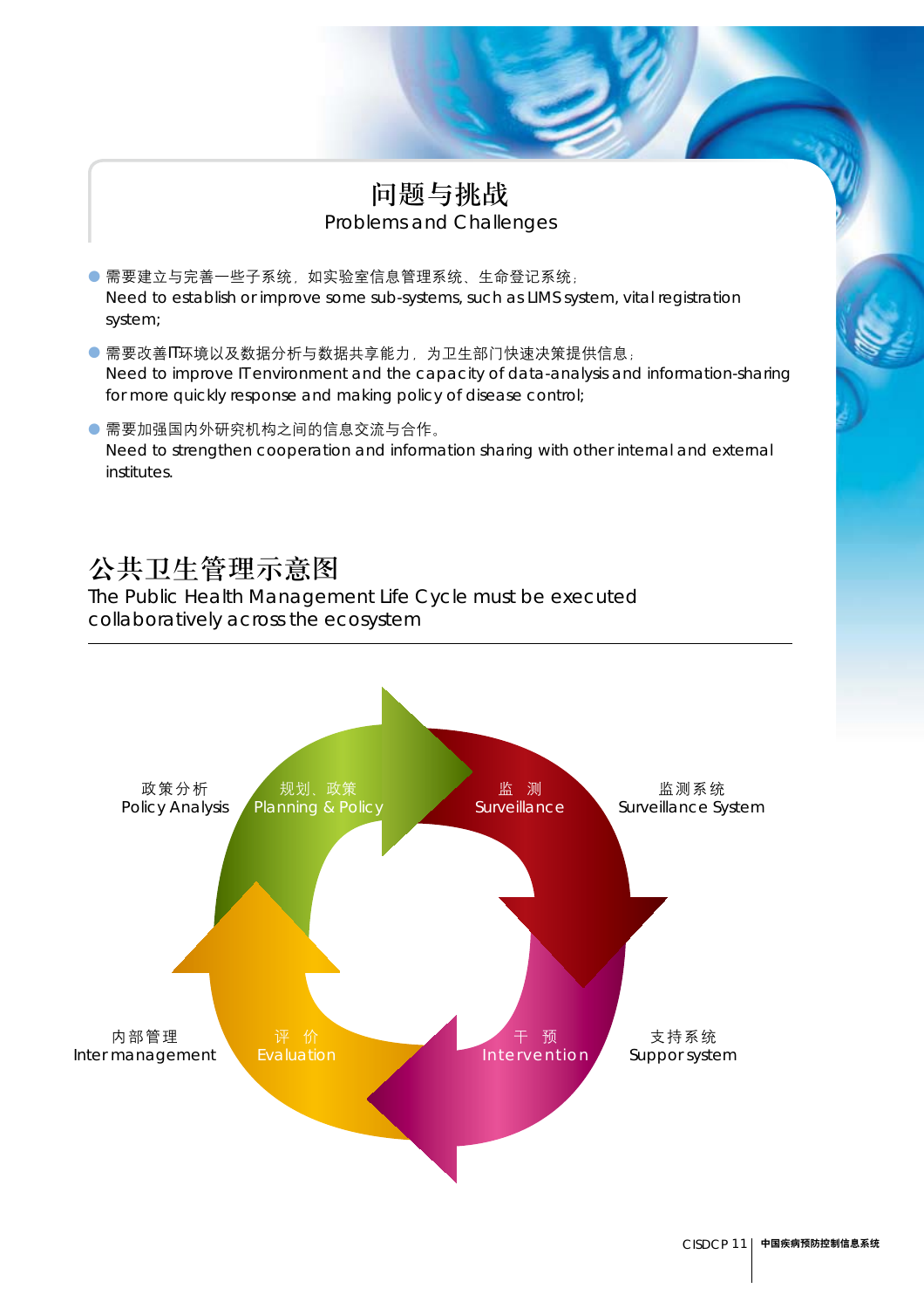## 问题与挑战
## Problems and Challenges

- 需要建立与完善一些子系统，如实验室信息管理系统、生命登记系统；
  Need to establish or improve some sub-systems, such as LIMS system, vital registration system;
- 需要改善IT环境以及数据分析与数据共享能力，为卫生部门快速决策提供信息；
  Need to improve IT environment and the capacity of data-analysis and information-sharing for more quickly response and making policy of disease control;
- 需要加强国内外研究机构之间的信息交流与合作。
  Need to strengthen cooperation and information sharing with other internal and external institutes.

## 公共卫生管理示意图

The Public Health Management Life Cycle must be executed collaboratively across the ecosystem

政策分析
Policy Analysis

规划、政策
Planning & Policy

监 测
Surveillance

监测系统
Surveillance System

内部管理
Inter management

评 价
Evaluation

干 预
Intervention

支持系统
Suppor system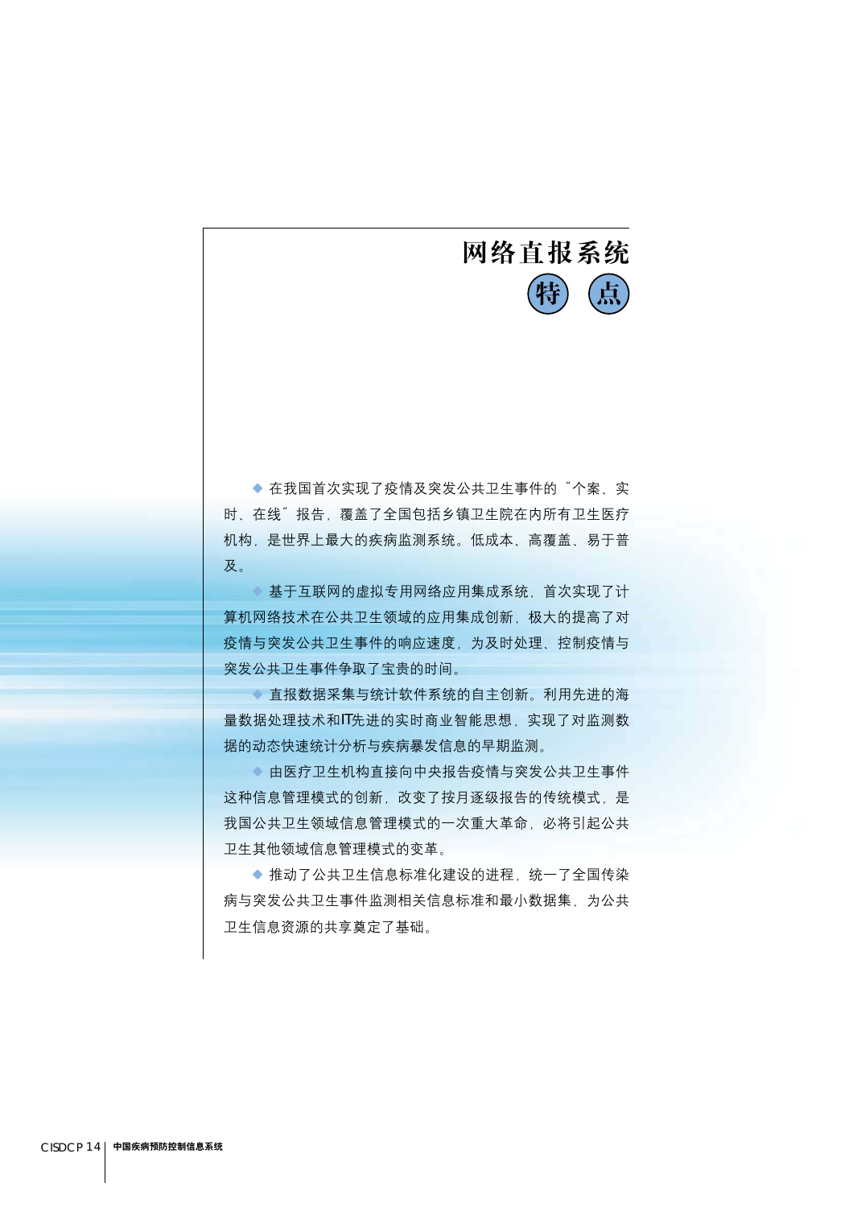# 网络直报系统特点

◆ 在我国首次实现了疫情及突发公共卫生事件的“个案、实时、在线”报告，覆盖了全国包括乡镇卫生院在内所有卫生医疗机构，是世界上最大的疾病监测系统。低成本、高覆盖、易于普及。

◆ 基于互联网的虚拟专用网络应用集成系统，首次实现了计算机网络技术在公共卫生领域的应用集成创新，极大的提高了对疫情与突发公共卫生事件的响应速度，为及时处理、控制疫情与突发公共卫生事件争取了宝贵的时间。

◆ 直报数据采集与统计软件系统的自主创新。利用先进的海量数据处理技术和IT先进的实时商业智能思想，实现了对监测数据的动态快速统计分析与疾病暴发信息的早期监测。

◆ 由医疗卫生机构直接向中央报告疫情与突发公共卫生事件这种信息管理模式的创新，改变了按月逐级报告的传统模式，是我国公共卫生领域信息管理模式的一次重大革命，必将引起公共卫生其他领域信息管理模式的变革。

◆ 推动了公共卫生信息标准化建设的进程，统一了全国传染病与突发公共卫生事件监测相关信息标准和最小数据集，为公共卫生信息资源的共享奠定了基础。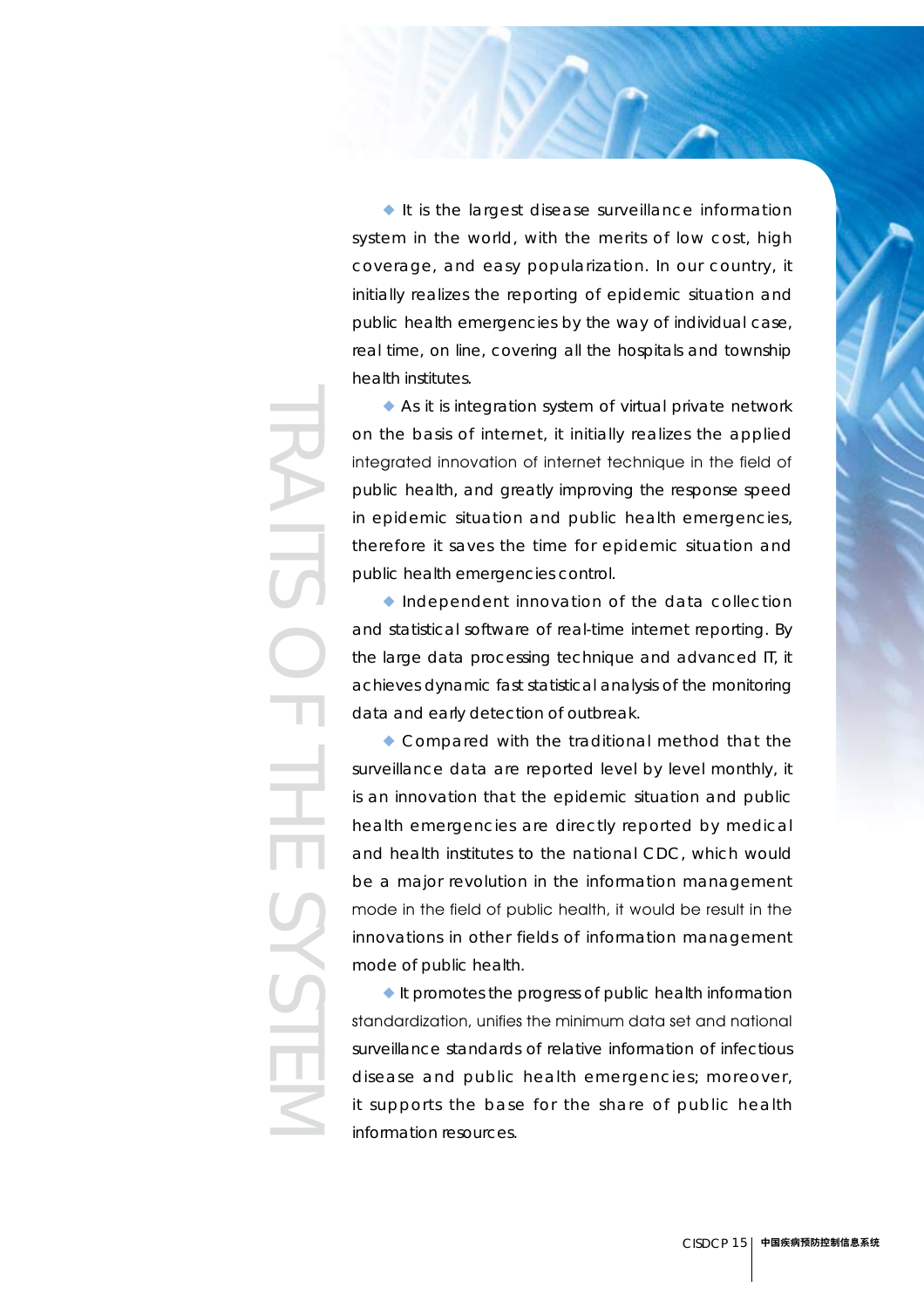# TRAITS OF THE SYSTEM

- It is the largest disease surveillance information system in the world, with the merits of low cost, high coverage, and easy popularization. In our country, it initially realizes the reporting of epidemic situation and public health emergencies by the way of individual case, real time, on line, covering all the hospitals and township health institutes.

- As it is integration system of virtual private network on the basis of internet, it initially realizes the applied integrated innovation of internet technique in the field of public health, and greatly improving the response speed in epidemic situation and public health emergencies, therefore it saves the time for epidemic situation and public health emergencies control.

- Independent innovation of the data collection and statistical software of real-time internet reporting. By the large data processing technique and advanced IT, it achieves dynamic fast statistical analysis of the monitoring data and early detection of outbreak.

- Compared with the traditional method that the surveillance data are reported level by level monthly, it is an innovation that the epidemic situation and public health emergencies are directly reported by medical and health institutes to the national CDC, which would be a major revolution in the information management mode in the field of public health, it would be result in the innovations in other fields of information management mode of public health.

- It promotes the progress of public health information standardization, unifies the minimum data set and national surveillance standards of relative information of infectious disease and public health emergencies; moreover, it supports the base for the share of public health information resources.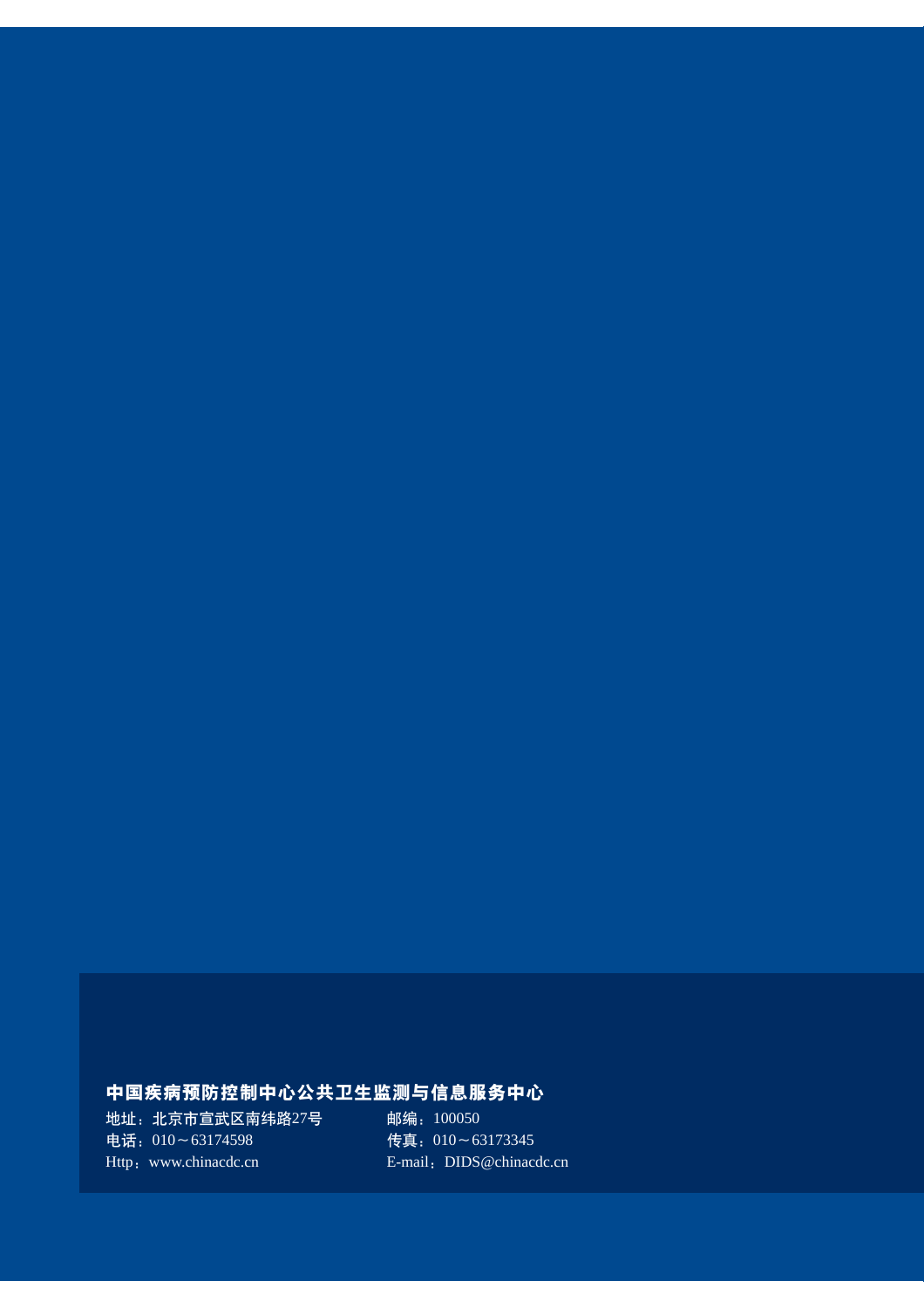**中国疾病预防控制中心公共卫生监测与信息服务中心**

地址：北京市宣武区南纬路27号　　邮编：100050

电话：010～63174598　　传真：010～63173345

Http：www.chinacdc.cn　　E-mail：DIDS@chinacdc.cn